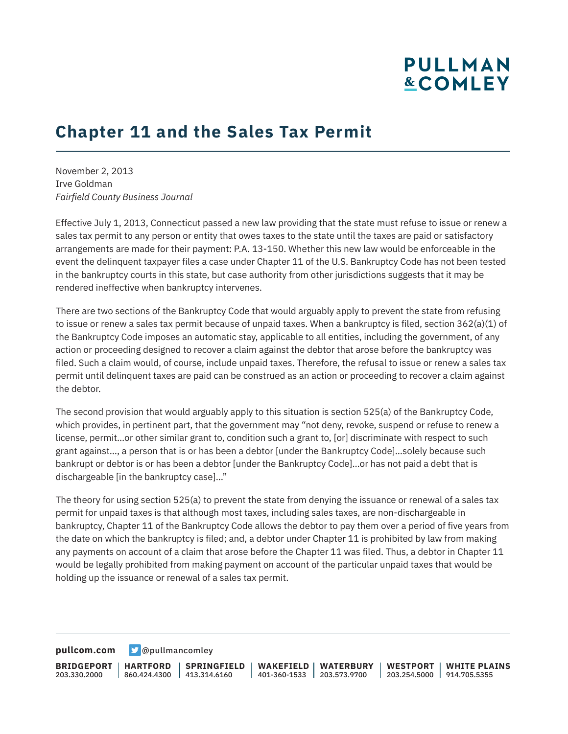# Chapter 11 and the Sales Tax Permit

November 2, 2013
Irve Goldman
*Fairfield County Business Journal*

Effective July 1, 2013, Connecticut passed a new law providing that the state must refuse to issue or renew a sales tax permit to any person or entity that owes taxes to the state until the taxes are paid or satisfactory arrangements are made for their payment: P.A. 13-150. Whether this new law would be enforceable in the event the delinquent taxpayer files a case under Chapter 11 of the U.S. Bankruptcy Code has not been tested in the bankruptcy courts in this state, but case authority from other jurisdictions suggests that it may be rendered ineffective when bankruptcy intervenes.

There are two sections of the Bankruptcy Code that would arguably apply to prevent the state from refusing to issue or renew a sales tax permit because of unpaid taxes. When a bankruptcy is filed, section 362(a)(1) of the Bankruptcy Code imposes an automatic stay, applicable to all entities, including the government, of any action or proceeding designed to recover a claim against the debtor that arose before the bankruptcy was filed. Such a claim would, of course, include unpaid taxes. Therefore, the refusal to issue or renew a sales tax permit until delinquent taxes are paid can be construed as an action or proceeding to recover a claim against the debtor.

The second provision that would arguably apply to this situation is section 525(a) of the Bankruptcy Code, which provides, in pertinent part, that the government may "not deny, revoke, suspend or refuse to renew a license, permit…or other similar grant to, condition such a grant to, [or] discriminate with respect to such grant against…, a person that is or has been a debtor [under the Bankruptcy Code]…solely because such bankrupt or debtor is or has been a debtor [under the Bankruptcy Code]…or has not paid a debt that is dischargeable [in the bankruptcy case]…"

The theory for using section 525(a) to prevent the state from denying the issuance or renewal of a sales tax permit for unpaid taxes is that although most taxes, including sales taxes, are non-dischargeable in bankruptcy, Chapter 11 of the Bankruptcy Code allows the debtor to pay them over a period of five years from the date on which the bankruptcy is filed; and, a debtor under Chapter 11 is prohibited by law from making any payments on account of a claim that arose before the Chapter 11 was filed. Thus, a debtor in Chapter 11 would be legally prohibited from making payment on account of the particular unpaid taxes that would be holding up the issuance or renewal of a sales tax permit.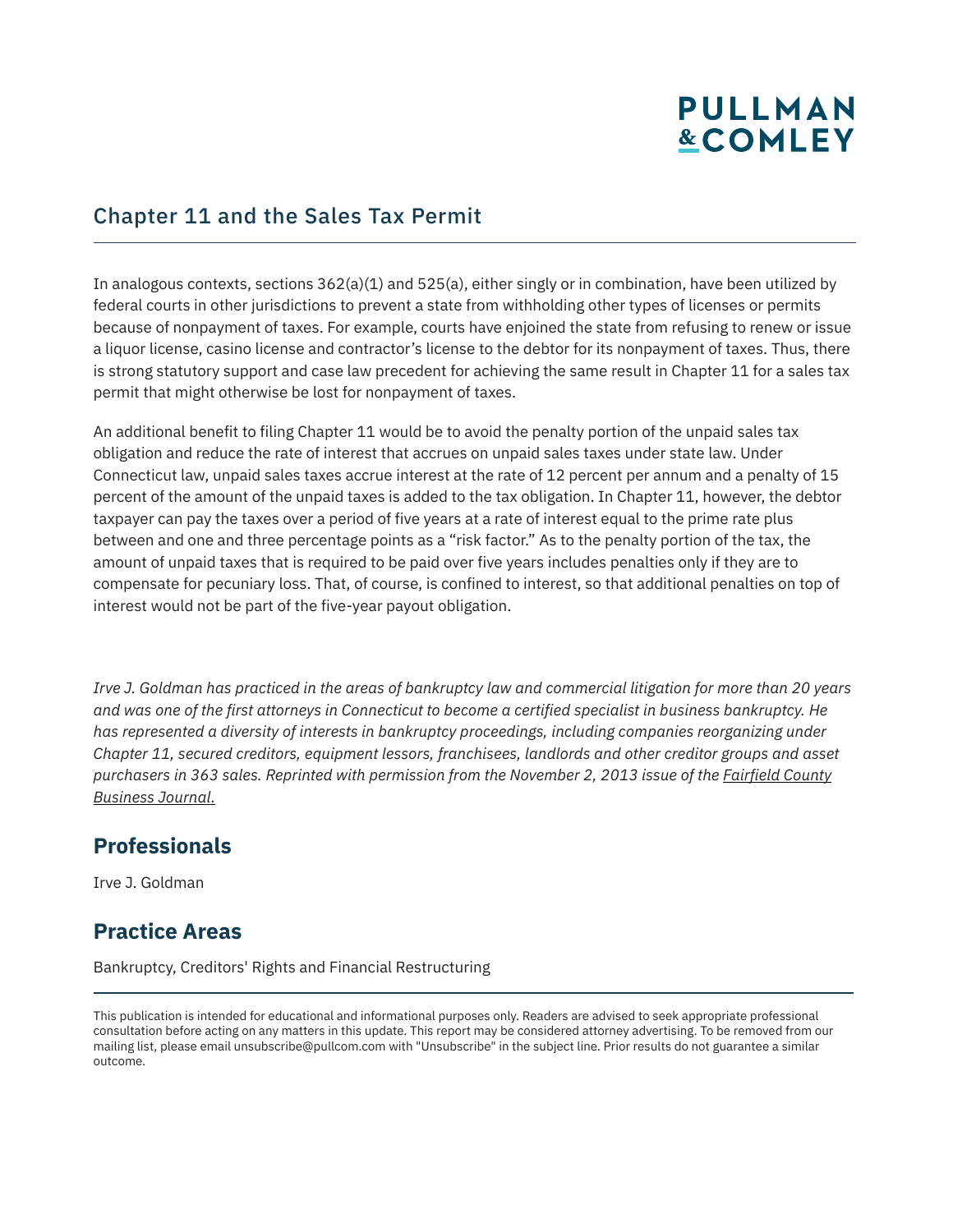## Chapter 11 and the Sales Tax Permit

In analogous contexts, sections 362(a)(1) and 525(a), either singly or in combination, have been utilized by federal courts in other jurisdictions to prevent a state from withholding other types of licenses or permits because of nonpayment of taxes. For example, courts have enjoined the state from refusing to renew or issue a liquor license, casino license and contractor's license to the debtor for its nonpayment of taxes. Thus, there is strong statutory support and case law precedent for achieving the same result in Chapter 11 for a sales tax permit that might otherwise be lost for nonpayment of taxes.

An additional benefit to filing Chapter 11 would be to avoid the penalty portion of the unpaid sales tax obligation and reduce the rate of interest that accrues on unpaid sales taxes under state law. Under Connecticut law, unpaid sales taxes accrue interest at the rate of 12 percent per annum and a penalty of 15 percent of the amount of the unpaid taxes is added to the tax obligation. In Chapter 11, however, the debtor taxpayer can pay the taxes over a period of five years at a rate of interest equal to the prime rate plus between and one and three percentage points as a "risk factor." As to the penalty portion of the tax, the amount of unpaid taxes that is required to be paid over five years includes penalties only if they are to compensate for pecuniary loss. That, of course, is confined to interest, so that additional penalties on top of interest would not be part of the five-year payout obligation.

*Irve J. Goldman has practiced in the areas of bankruptcy law and commercial litigation for more than 20 years and was one of the first attorneys in Connecticut to become a certified specialist in business bankruptcy. He has represented a diversity of interests in bankruptcy proceedings, including companies reorganizing under Chapter 11, secured creditors, equipment lessors, franchisees, landlords and other creditor groups and asset purchasers in 363 sales. Reprinted with permission from the November 2, 2013 issue of the Fairfield County Business Journal.*

## Professionals

Irve J. Goldman

## Practice Areas

Bankruptcy, Creditors' Rights and Financial Restructuring

This publication is intended for educational and informational purposes only. Readers are advised to seek appropriate professional consultation before acting on any matters in this update. This report may be considered attorney advertising. To be removed from our mailing list, please email unsubscribe@pullcom.com with "Unsubscribe" in the subject line. Prior results do not guarantee a similar outcome.